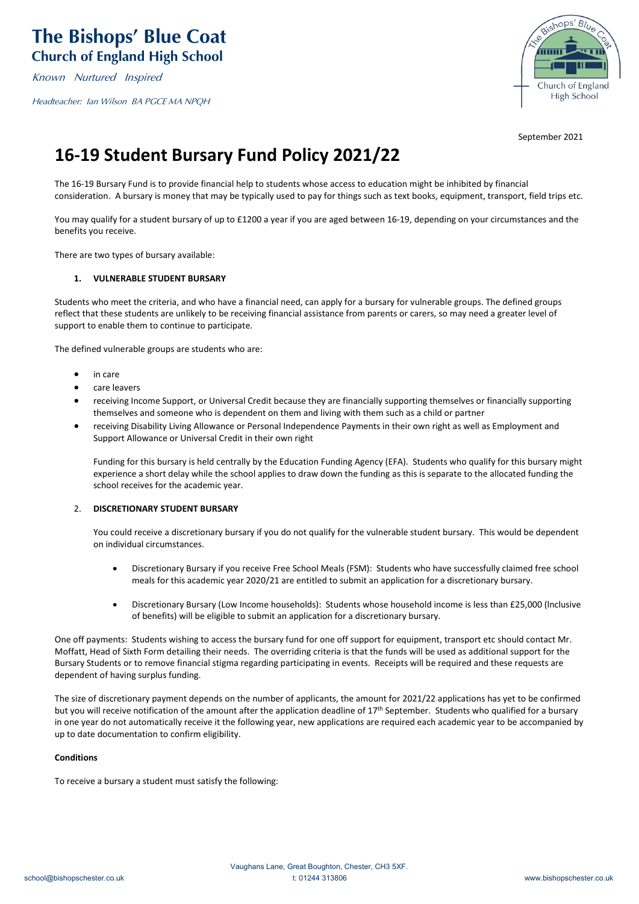# The Bishops' Blue Coat
## Church of England High School

*Known Nurtured Inspired*

*Headteacher: Ian Wilson BA PGCE MA NPQH*

September 2021

# 16-19 Student Bursary Fund Policy 2021/22

The 16-19 Bursary Fund is to provide financial help to students whose access to education might be inhibited by financial consideration. A bursary is money that may be typically used to pay for things such as text books, equipment, transport, field trips etc.

You may qualify for a student bursary of up to £1200 a year if you are aged between 16-19, depending on your circumstances and the benefits you receive.

There are two types of bursary available:

**1. VULNERABLE STUDENT BURSARY**

Students who meet the criteria, and who have a financial need, can apply for a bursary for vulnerable groups. The defined groups reflect that these students are unlikely to be receiving financial assistance from parents or carers, so may need a greater level of support to enable them to continue to participate.

The defined vulnerable groups are students who are:

- in care
- care leavers
- receiving Income Support, or Universal Credit because they are financially supporting themselves or financially supporting themselves and someone who is dependent on them and living with them such as a child or partner
- receiving Disability Living Allowance or Personal Independence Payments in their own right as well as Employment and Support Allowance or Universal Credit in their own right

Funding for this bursary is held centrally by the Education Funding Agency (EFA). Students who qualify for this bursary might experience a short delay while the school applies to draw down the funding as this is separate to the allocated funding the school receives for the academic year.

**2. DISCRETIONARY STUDENT BURSARY**

You could receive a discretionary bursary if you do not qualify for the vulnerable student bursary. This would be dependent on individual circumstances.

- Discretionary Bursary if you receive Free School Meals (FSM): Students who have successfully claimed free school meals for this academic year 2020/21 are entitled to submit an application for a discretionary bursary.
- Discretionary Bursary (Low Income households): Students whose household income is less than £25,000 (Inclusive of benefits) will be eligible to submit an application for a discretionary bursary.

One off payments: Students wishing to access the bursary fund for one off support for equipment, transport etc should contact Mr. Moffatt, Head of Sixth Form detailing their needs. The overriding criteria is that the funds will be used as additional support for the Bursary Students or to remove financial stigma regarding participating in events. Receipts will be required and these requests are dependent of having surplus funding.

The size of discretionary payment depends on the number of applicants, the amount for 2021/22 applications has yet to be confirmed but you will receive notification of the amount after the application deadline of 17th September. Students who qualified for a bursary in one year do not automatically receive it the following year, new applications are required each academic year to be accompanied by up to date documentation to confirm eligibility.

**Conditions**

To receive a bursary a student must satisfy the following: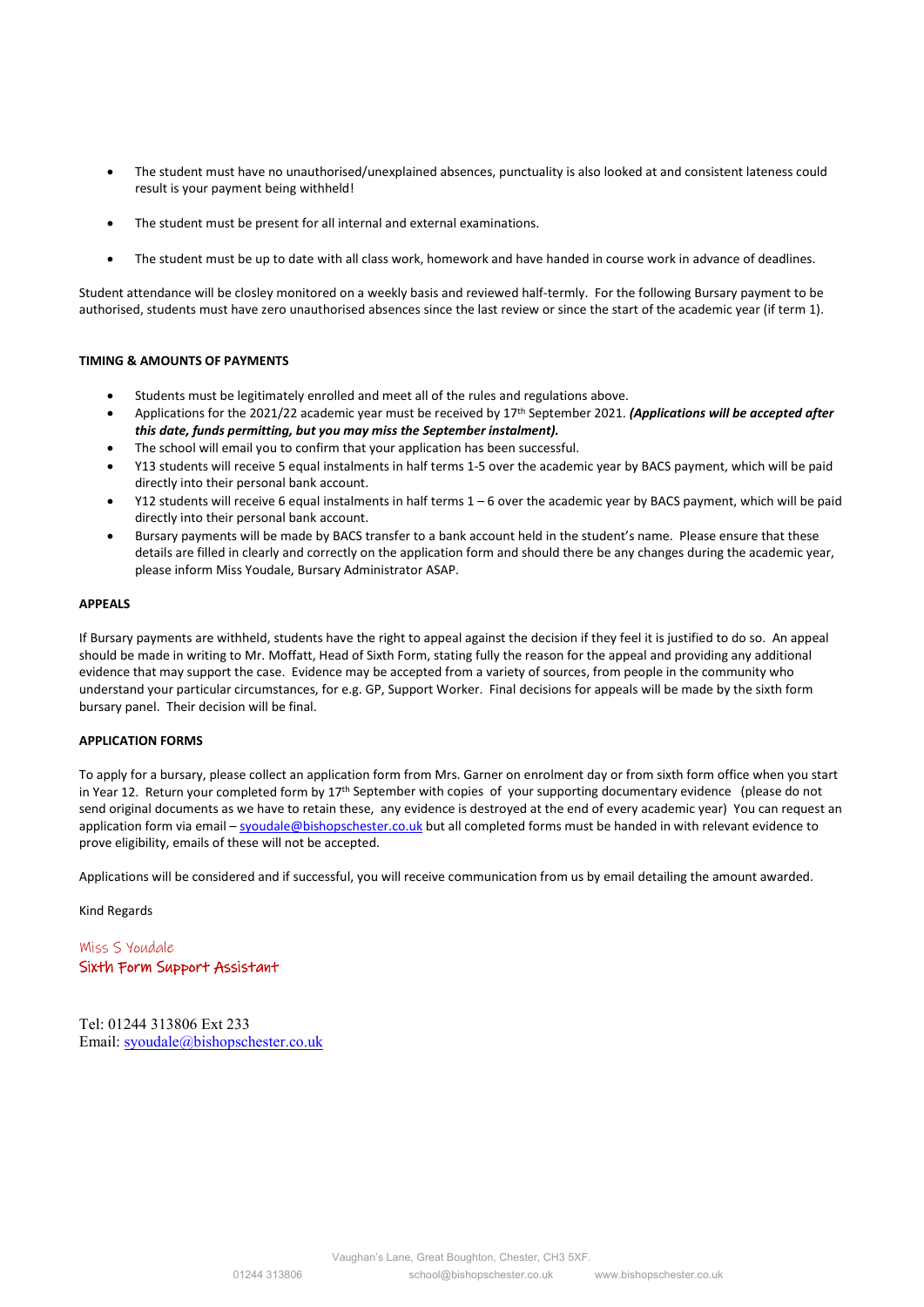- The student must have no unauthorised/unexplained absences, punctuality is also looked at and consistent lateness could result is your payment being withheld!

- The student must be present for all internal and external examinations.

- The student must be up to date with all class work, homework and have handed in course work in advance of deadlines.

Student attendance will be closley monitored on a weekly basis and reviewed half-termly. For the following Bursary payment to be authorised, students must have zero unauthorised absences since the last review or since the start of the academic year (if term 1).

**TIMING & AMOUNTS OF PAYMENTS**

- Students must be legitimately enrolled and meet all of the rules and regulations above.
- Applications for the 2021/22 academic year must be received by 17th September 2021. ***(Applications will be accepted after this date, funds permitting, but you may miss the September instalment).***
- The school will email you to confirm that your application has been successful.
- Y13 students will receive 5 equal instalments in half terms 1-5 over the academic year by BACS payment, which will be paid directly into their personal bank account.
- Y12 students will receive 6 equal instalments in half terms 1 – 6 over the academic year by BACS payment, which will be paid directly into their personal bank account.
- Bursary payments will be made by BACS transfer to a bank account held in the student's name. Please ensure that these details are filled in clearly and correctly on the application form and should there be any changes during the academic year, please inform Miss Youdale, Bursary Administrator ASAP.

**APPEALS**

If Bursary payments are withheld, students have the right to appeal against the decision if they feel it is justified to do so. An appeal should be made in writing to Mr. Moffatt, Head of Sixth Form, stating fully the reason for the appeal and providing any additional evidence that may support the case. Evidence may be accepted from a variety of sources, from people in the community who understand your particular circumstances, for e.g. GP, Support Worker. Final decisions for appeals will be made by the sixth form bursary panel. Their decision will be final.

**APPLICATION FORMS**

To apply for a bursary, please collect an application form from Mrs. Garner on enrolment day or from sixth form office when you start in Year 12. Return your completed form by 17th September with copies of your supporting documentary evidence (please do not send original documents as we have to retain these, any evidence is destroyed at the end of every academic year) You can request an application form via email – syoudale@bishopschester.co.uk but all completed forms must be handed in with relevant evidence to prove eligibility, emails of these will not be accepted.

Applications will be considered and if successful, you will receive communication from us by email detailing the amount awarded.

Kind Regards

Miss S Youdale
Sixth Form Support Assistant

Tel: 01244 313806 Ext 233
Email: syoudale@bishopschester.co.uk

Vaughan's Lane, Great Boughton, Chester, CH3 5XF.
01244 313806 school@bishopschester.co.uk www.bishopschester.co.uk